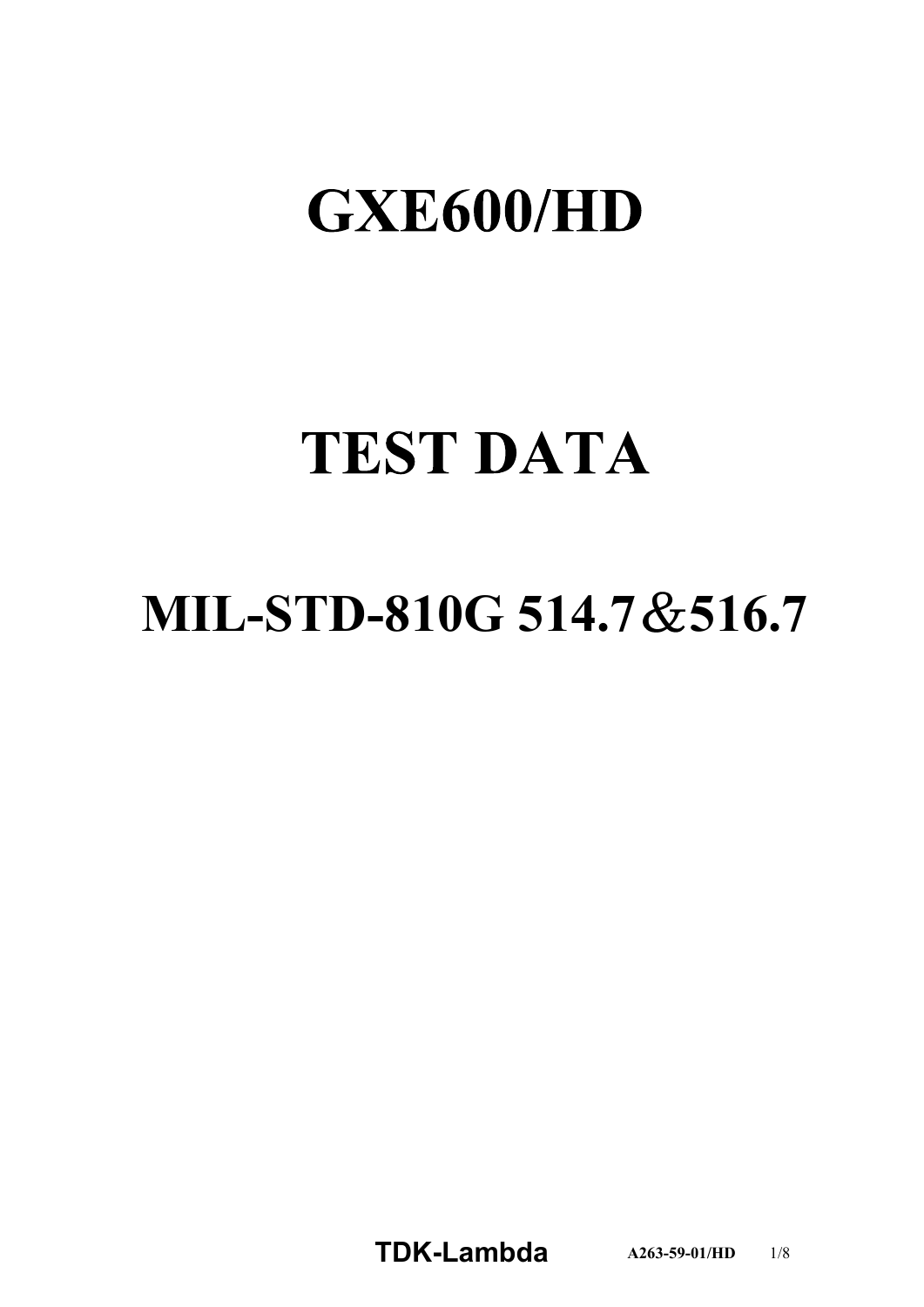# GXE600/HD

# TEST DATA

# MIL-STD-810G 514.7＆516.7

TDK-Lambda

A263-59-01/HD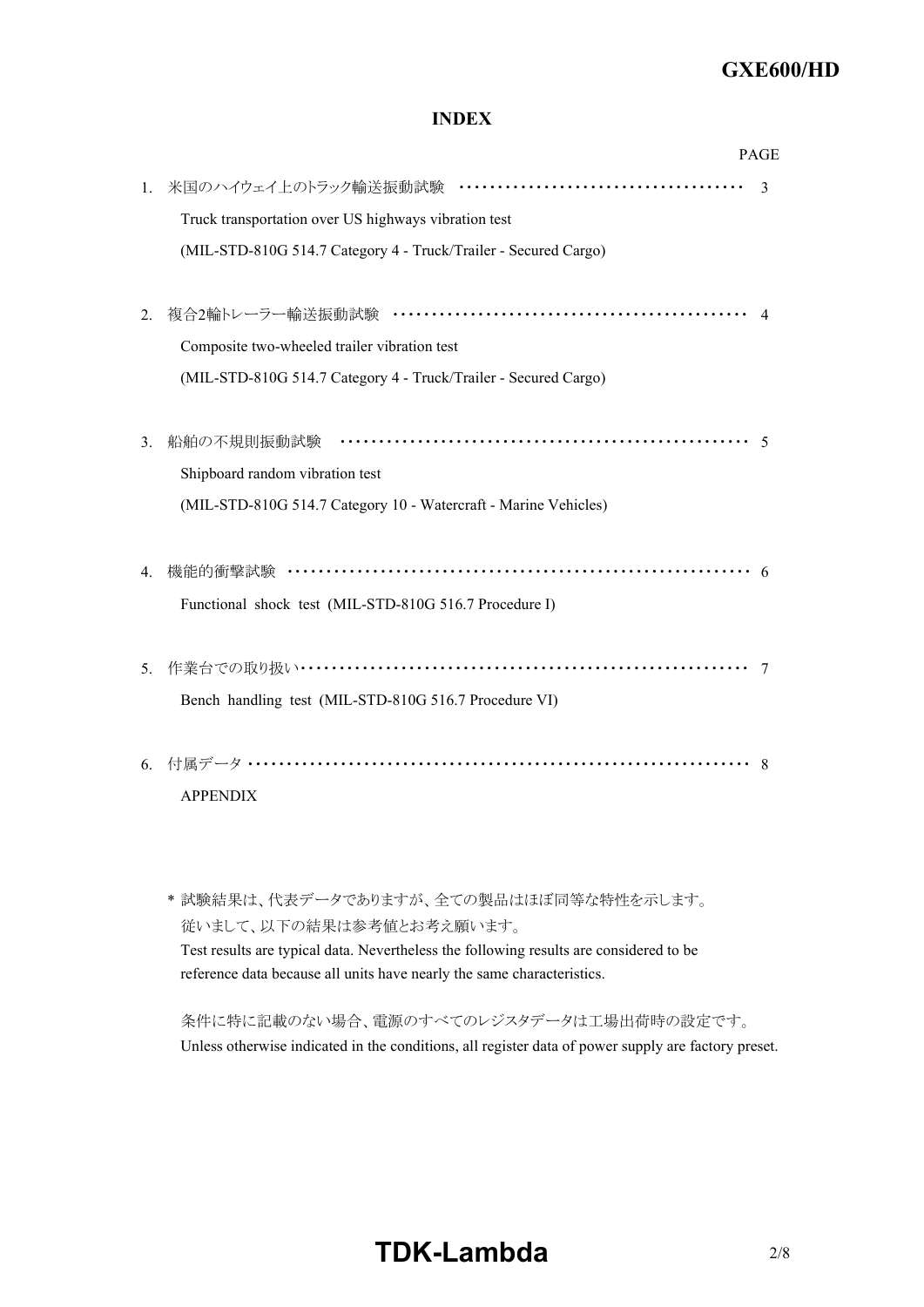# INDEX

PAGE

1. 米国のハイウェイ上のトラック輸送振動試験 ······································ 3
   Truck transportation over US highways vibration test
   (MIL-STD-810G 514.7 Category 4 - Truck/Trailer - Secured Cargo)

2. 複合2輪トレーラー輸送振動試験 ················································ 4
   Composite two-wheeled trailer vibration test
   (MIL-STD-810G 514.7 Category 4 - Truck/Trailer - Secured Cargo)

3. 船舶の不規則振動試験 ······················································ 5
   Shipboard random vibration test
   (MIL-STD-810G 514.7 Category 10 - Watercraft - Marine Vehicles)

4. 機能的衝撃試験 ···························································· 6
   Functional shock test (MIL-STD-810G 516.7 Procedure I)

5. 作業台での取り扱い························································· 7
   Bench handling test (MIL-STD-810G 516.7 Procedure VI)

6. 付属データ ································································ 8
   APPENDIX

\* 試験結果は、代表データでありますが、全ての製品はほぼ同等な特性を示します。
従いまして、以下の結果は参考値とお考え願います。
Test results are typical data. Nevertheless the following results are considered to be reference data because all units have nearly the same characteristics.

条件に特に記載のない場合、電源のすべてのレジスタデータは工場出荷時の設定です。
Unless otherwise indicated in the conditions, all register data of power supply are factory preset.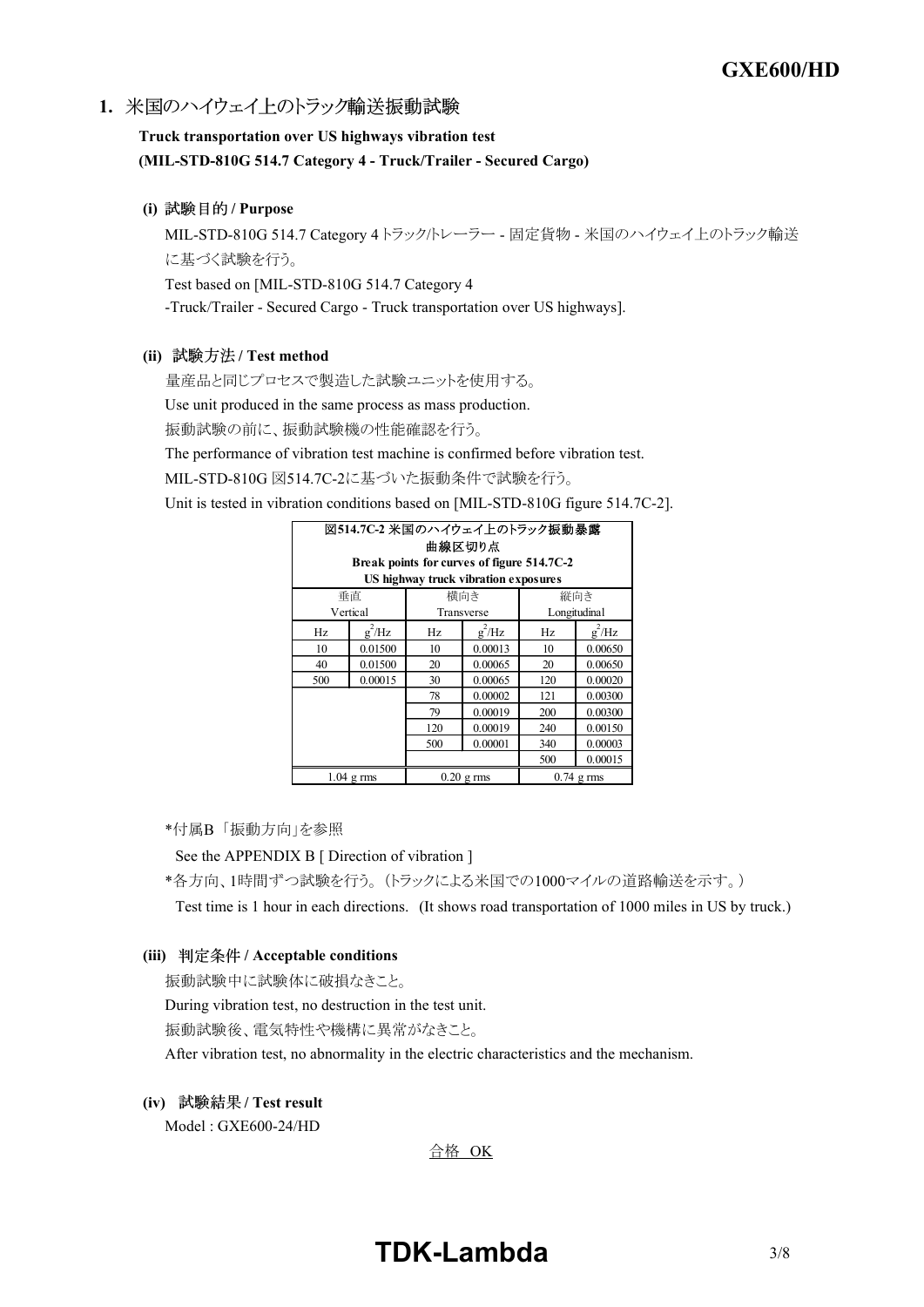## 1. 米国のハイウェイ上のトラック輸送振動試験

**Truck transportation over US highways vibration test**
**(MIL-STD-810G 514.7 Category 4 - Truck/Trailer - Secured Cargo)**

### (i) 試験目的 / Purpose

MIL-STD-810G 514.7 Category 4 トラック/トレーラー - 固定貨物 - 米国のハイウェイ上のトラック輸送に基づく試験を行う。

Test based on [MIL-STD-810G 514.7 Category 4
-Truck/Trailer - Secured Cargo - Truck transportation over US highways].

### (ii) 試験方法 / Test method

量産品と同じプロセスで製造した試験ユニットを使用する。

Use unit produced in the same process as mass production.

振動試験の前に、振動試験機の性能確認を行う。

The performance of vibration test machine is confirmed before vibration test.

MIL-STD-810G 図514.7C-2に基づいた振動条件で試験を行う。

Unit is tested in vibration conditions based on [MIL-STD-810G figure 514.7C-2].

| 図514.7C-2 米国のハイウェイ上のトラック振動暴露 曲線区切り点 Break points for curves of figure 514.7C-2 US highway truck vibration exposures | | | | | |
|---|---|---|---|---|---|
| 垂直 Vertical | | 横向き Transverse | | 縦向き Longitudinal | |
| Hz | $g^2/Hz$ | Hz | $g^2/Hz$ | Hz | $g^2/Hz$ |
| 10 | 0.01500 | 10 | 0.00013 | 10 | 0.00650 |
| 40 | 0.01500 | 20 | 0.00065 | 20 | 0.00650 |
| 500 | 0.00015 | 30 | 0.00065 | 120 | 0.00020 |
| | | 78 | 0.00002 | 121 | 0.00300 |
| | | 79 | 0.00019 | 200 | 0.00300 |
| | | 120 | 0.00019 | 240 | 0.00150 |
| | | 500 | 0.00001 | 340 | 0.00003 |
| | | | | 500 | 0.00015 |
| 1.04 g rms | | 0.20 g rms | | 0.74 g rms | |

*付属B「振動方向」を参照

See the APPENDIX B [ Direction of vibration ]

*各方向、1時間ずつ試験を行う。（トラックによる米国での1000マイルの道路輸送を示す。）

Test time is 1 hour in each directions. (It shows road transportation of 1000 miles in US by truck.)

### (iii) 判定条件 / Acceptable conditions

振動試験中に試験体に破損なきこと。

During vibration test, no destruction in the test unit.

振動試験後、電気特性や機構に異常がなきこと。

After vibration test, no abnormality in the electric characteristics and the mechanism.

### (iv) 試験結果 / Test result

Model : GXE600-24/HD

合格 OK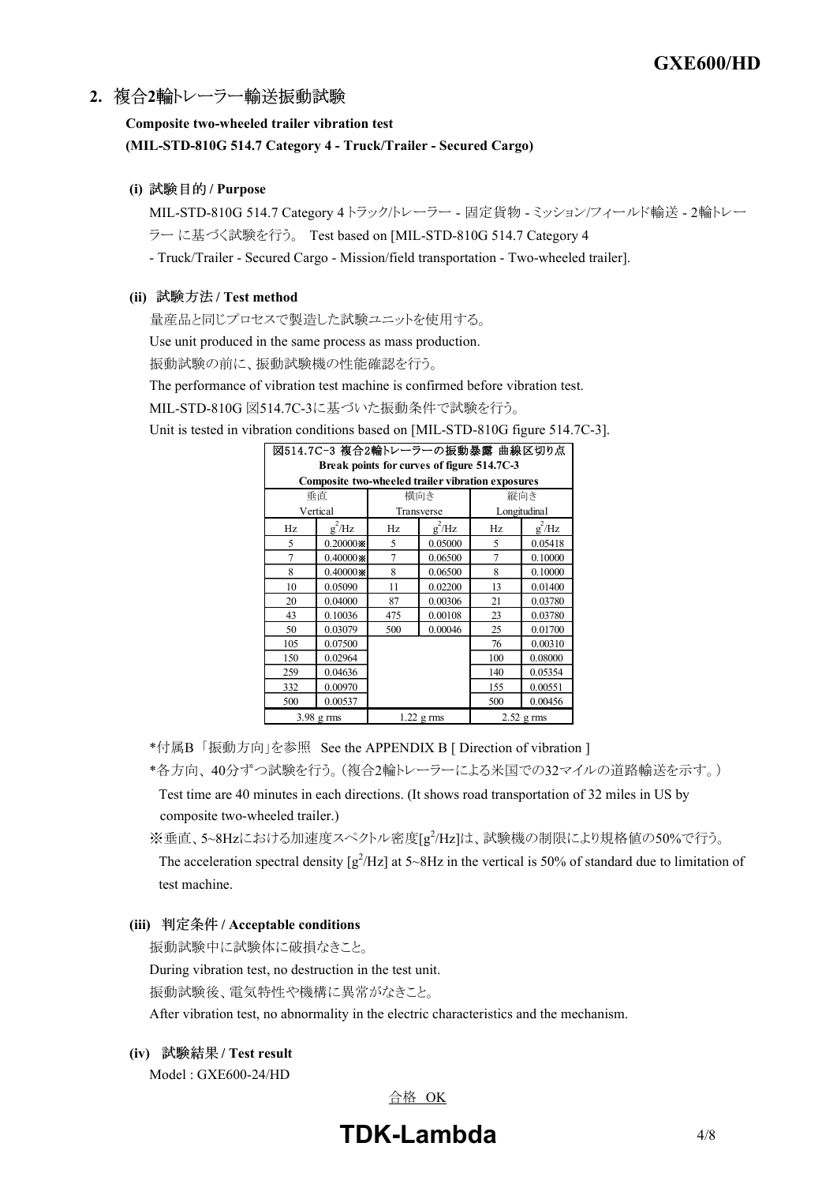## 2. 複合2輪トレーラー輸送振動試験

**Composite two-wheeled trailer vibration test**
**(MIL-STD-810G 514.7 Category 4 - Truck/Trailer - Secured Cargo)**

### (i) 試験目的 / Purpose

MIL-STD-810G 514.7 Category 4 トラック/トレーラー - 固定貨物 - ミッション/フィールド輸送 - 2輪トレーラー に基づく試験を行う。 Test based on [MIL-STD-810G 514.7 Category 4 - Truck/Trailer - Secured Cargo - Mission/field transportation - Two-wheeled trailer].

### (ii) 試験方法 / Test method

量産品と同じプロセスで製造した試験ユニットを使用する。
Use unit produced in the same process as mass production.
振動試験の前に、振動試験機の性能確認を行う。
The performance of vibration test machine is confirmed before vibration test.
MIL-STD-810G 図514.7C-3に基づいた振動条件で試験を行う。
Unit is tested in vibration conditions based on [MIL-STD-810G figure 514.7C-3].

図514.7C-3 複合2輪トレーラーの振動暴露 曲線区切り点
Break points for curves of figure 514.7C-3
Composite two-wheeled trailer vibration exposures

| 垂直 Vertical | | 横向き Transverse | | 縦向き Longitudinal | |
|---|---|---|---|---|---|
| Hz | $g^2$/Hz | Hz | $g^2$/Hz | Hz | $g^2$/Hz |
| 5 | 0.20000※ | 5 | 0.05000 | 5 | 0.05418 |
| 7 | 0.40000※ | 7 | 0.06500 | 7 | 0.10000 |
| 8 | 0.40000※ | 8 | 0.06500 | 8 | 0.10000 |
| 10 | 0.05090 | 11 | 0.02200 | 13 | 0.01400 |
| 20 | 0.04000 | 87 | 0.00306 | 21 | 0.03780 |
| 43 | 0.10036 | 475 | 0.00108 | 23 | 0.03780 |
| 50 | 0.03079 | 500 | 0.00046 | 25 | 0.01700 |
| 105 | 0.07500 | | | 76 | 0.00310 |
| 150 | 0.02964 | | | 100 | 0.08000 |
| 259 | 0.04636 | | | 140 | 0.05354 |
| 332 | 0.00970 | | | 155 | 0.00551 |
| 500 | 0.00537 | | | 500 | 0.00456 |
| 3.98 g rms | | 1.22 g rms | | 2.52 g rms | |

*付属B「振動方向」を参照 See the APPENDIX B [ Direction of vibration ]

*各方向、40分ずつ試験を行う。(複合2輪トレーラーによる米国での32マイルの道路輸送を示す。)
Test time are 40 minutes in each directions. (It shows road transportation of 32 miles in US by composite two-wheeled trailer.)

※垂直、5~8Hzにおける加速度スペクトル密度[$g^2$/Hz]は、試験機の制限により規格値の50%で行う。
The acceleration spectral density [$g^2$/Hz] at 5~8Hz in the vertical is 50% of standard due to limitation of test machine.

### (iii) 判定条件 / Acceptable conditions

振動試験中に試験体に破損なきこと。
During vibration test, no destruction in the test unit.
振動試験後、電気特性や機構に異常がなきこと。
After vibration test, no abnormality in the electric characteristics and the mechanism.

### (iv) 試験結果 / Test result

Model : GXE600-24/HD

合格 OK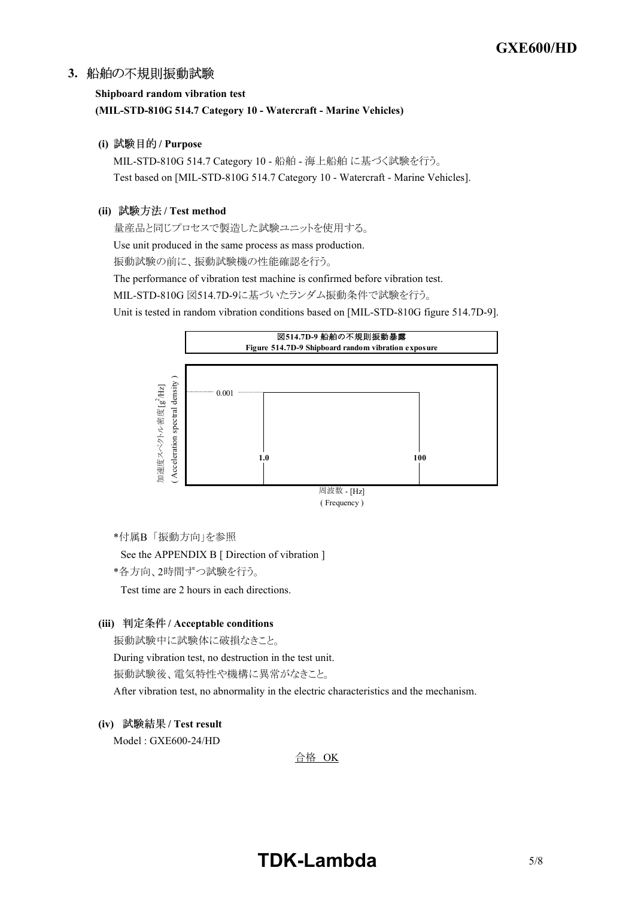## 3. 船舶の不規則振動試験

**Shipboard random vibration test**
**(MIL-STD-810G 514.7 Category 10 - Watercraft - Marine Vehicles)**

### (i) 試験目的 / Purpose

MIL-STD-810G 514.7 Category 10 - 船舶 - 海上船舶 に基づく試験を行う。
Test based on [MIL-STD-810G 514.7 Category 10 - Watercraft - Marine Vehicles].

### (ii) 試験方法 / Test method

量産品と同じプロセスで製造した試験ユニットを使用する。
Use unit produced in the same process as mass production.
振動試験の前に、振動試験機の性能確認を行う。
The performance of vibration test machine is confirmed before vibration test.
MIL-STD-810G 図514.7D-9に基づいたランダム振動条件で試験を行う。
Unit is tested in random vibration conditions based on [MIL-STD-810G figure 514.7D-9].

**図514.7D-9 船舶の不規則振動暴露**
**Figure 514.7D-9 Shipboard random vibration exposure**

加速度スペクトル密度 [$g^2$/Hz] ( Acceleration spectral density ): 0.001
周波数 - [Hz] ( Frequency ): 1.0 – 100

*付属B「振動方向」を参照
See the APPENDIX B [ Direction of vibration ]
*各方向、2時間ずつ試験を行う。
Test time are 2 hours in each directions.

### (iii) 判定条件 / Acceptable conditions

振動試験中に試験体に破損なきこと。
During vibration test, no destruction in the test unit.
振動試験後、電気特性や機構に異常がなきこと。
After vibration test, no abnormality in the electric characteristics and the mechanism.

### (iv) 試験結果 / Test result

Model : GXE600-24/HD

合格 OK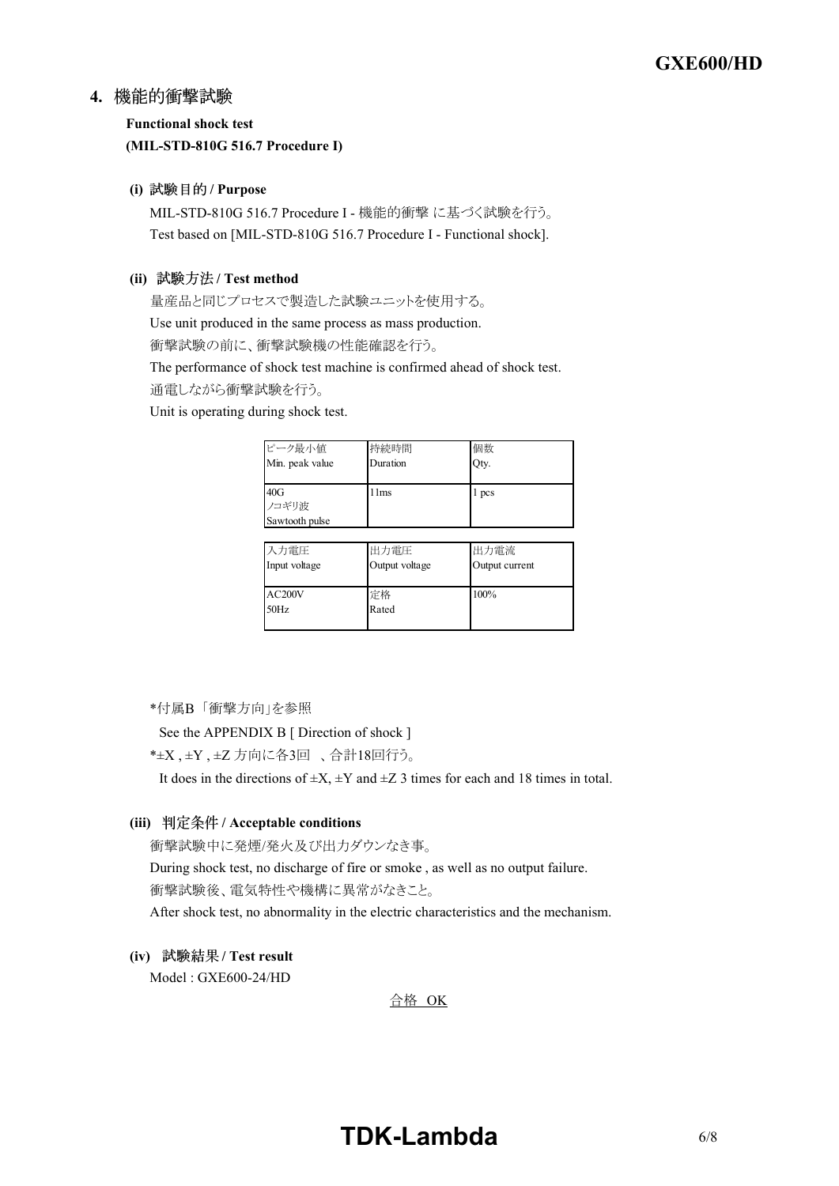## 4. 機能的衝撃試験

**Functional shock test**
**(MIL-STD-810G 516.7 Procedure I)**

### (i) 試験目的 / Purpose

MIL-STD-810G 516.7 Procedure I - 機能的衝撃 に基づく試験を行う。
Test based on [MIL-STD-810G 516.7 Procedure I - Functional shock].

### (ii) 試験方法 / Test method

量産品と同じプロセスで製造した試験ユニットを使用する。
Use unit produced in the same process as mass production.
衝撃試験の前に、衝撃試験機の性能確認を行う。
The performance of shock test machine is confirmed ahead of shock test.
通電しながら衝撃試験を行う。
Unit is operating during shock test.

| ピーク最小値 Min. peak value | 持続時間 Duration | 個数 Qty. |
|---|---|---|
| 40G ノコギリ波 Sawtooth pulse | 11ms | 1 pcs |

| 入力電圧 Input voltage | 出力電圧 Output voltage | 出力電流 Output current |
|---|---|---|
| AC200V 50Hz | 定格 Rated | 100% |

*付属B「衝撃方向」を参照
See the APPENDIX B [ Direction of shock ]
*±X , ±Y , ±Z 方向に各3回 、合計18回行う。
It does in the directions of ±X, ±Y and ±Z 3 times for each and 18 times in total.

### (iii) 判定条件 / Acceptable conditions

衝撃試験中に発煙/発火及び出力ダウンなき事。
During shock test, no discharge of fire or smoke , as well as no output failure.
衝撃試験後、電気特性や機構に異常がなきこと。
After shock test, no abnormality in the electric characteristics and the mechanism.

### (iv) 試験結果 / Test result

Model : GXE600-24/HD

合格 OK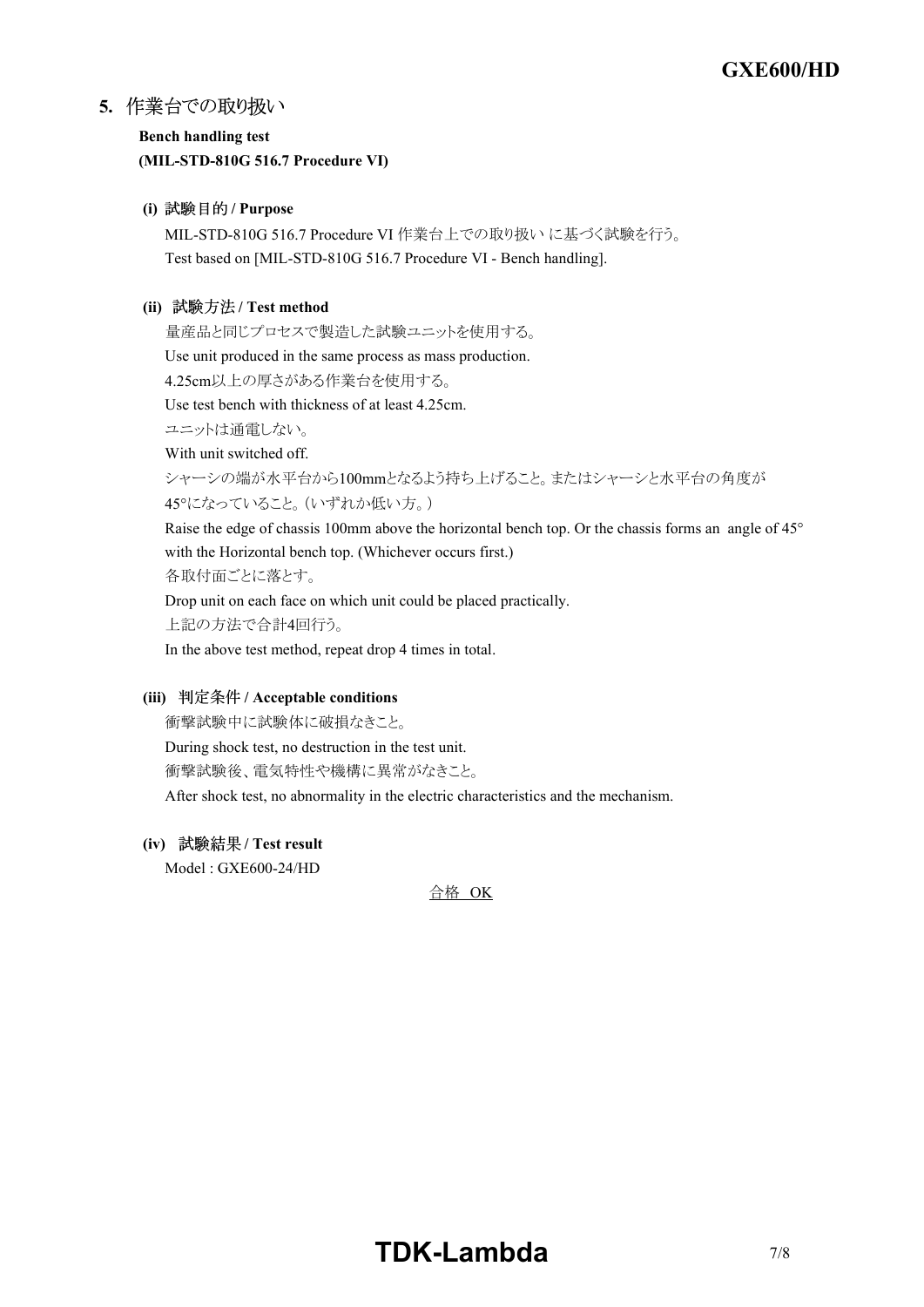## 5. 作業台での取り扱い

**Bench handling test**
**(MIL-STD-810G 516.7 Procedure VI)**

### (i) 試験目的 / Purpose

MIL-STD-810G 516.7 Procedure VI 作業台上での取り扱い に基づく試験を行う。
Test based on [MIL-STD-810G 516.7 Procedure VI - Bench handling].

### (ii) 試験方法 / Test method

量産品と同じプロセスで製造した試験ユニットを使用する。
Use unit produced in the same process as mass production.
4.25cm以上の厚さがある作業台を使用する。
Use test bench with thickness of at least 4.25cm.
ユニットは通電しない。
With unit switched off.
シャーシの端が水平台から100mmとなるよう持ち上げること。またはシャーシと水平台の角度が45°になっていること。（いずれか低い方。）
Raise the edge of chassis 100mm above the horizontal bench top. Or the chassis forms an angle of 45° with the Horizontal bench top. (Whichever occurs first.)
各取付面ごとに落とす。
Drop unit on each face on which unit could be placed practically.
上記の方法で合計4回行う。
In the above test method, repeat drop 4 times in total.

### (iii) 判定条件 / Acceptable conditions

衝撃試験中に試験体に破損なきこと。
During shock test, no destruction in the test unit.
衝撃試験後、電気特性や機構に異常がなきこと。
After shock test, no abnormality in the electric characteristics and the mechanism.

### (iv) 試験結果 / Test result

Model : GXE600-24/HD

合格 OK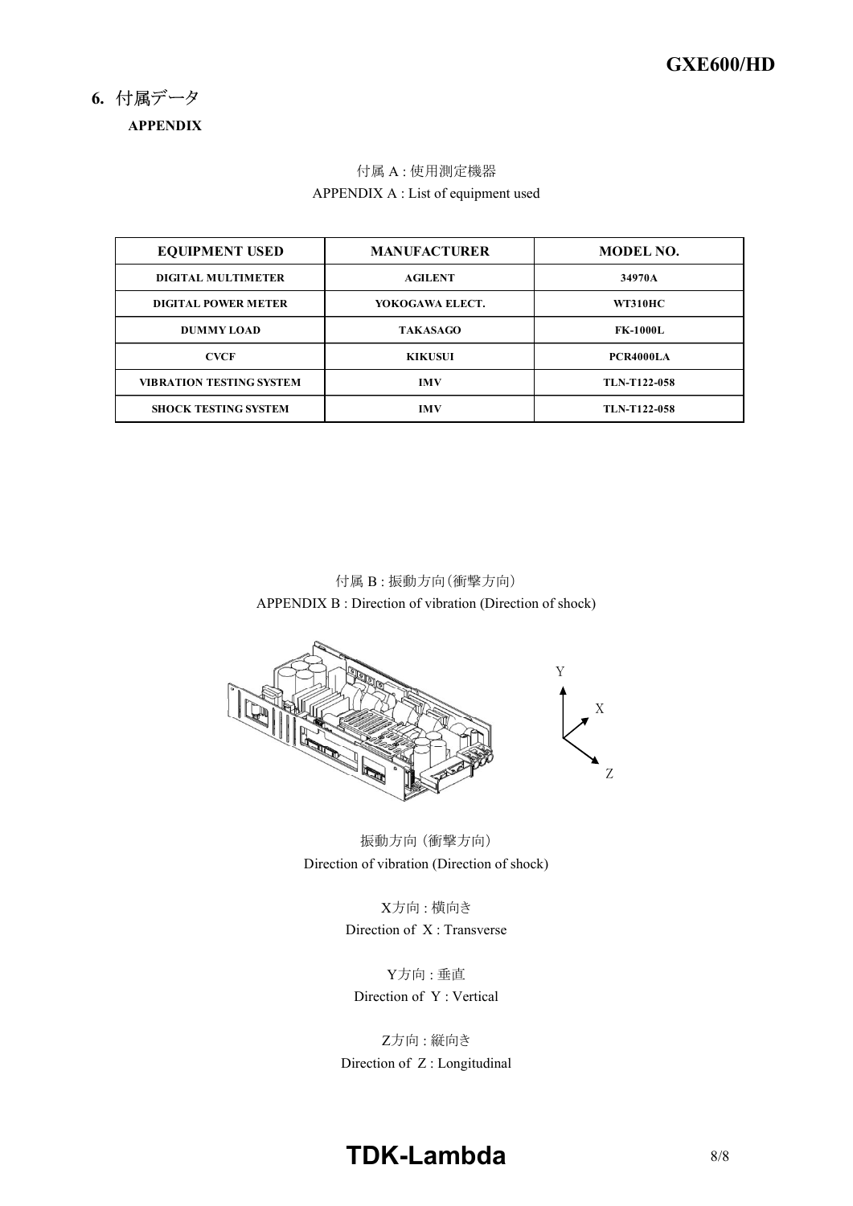## 6. 付属データ

**APPENDIX**

付属 A : 使用測定機器

APPENDIX A : List of equipment used

| EQUIPMENT USED | MANUFACTURER | MODEL NO. |
|---|---|---|
| DIGITAL MULTIMETER | AGILENT | 34970A |
| DIGITAL POWER METER | YOKOGAWA ELECT. | WT310HC |
| DUMMY LOAD | TAKASAGO | FK-1000L |
| CVCF | KIKUSUI | PCR4000LA |
| VIBRATION TESTING SYSTEM | IMV | TLN-T122-058 |
| SHOCK TESTING SYSTEM | IMV | TLN-T122-058 |

付属 B : 振動方向(衝撃方向)

APPENDIX B : Direction of vibration (Direction of shock)

Y

X

Z

振動方向（衝撃方向）

Direction of vibration (Direction of shock)

X方向 : 横向き

Direction of X : Transverse

Y方向 : 垂直

Direction of Y : Vertical

Z方向 : 縦向き

Direction of Z : Longitudinal